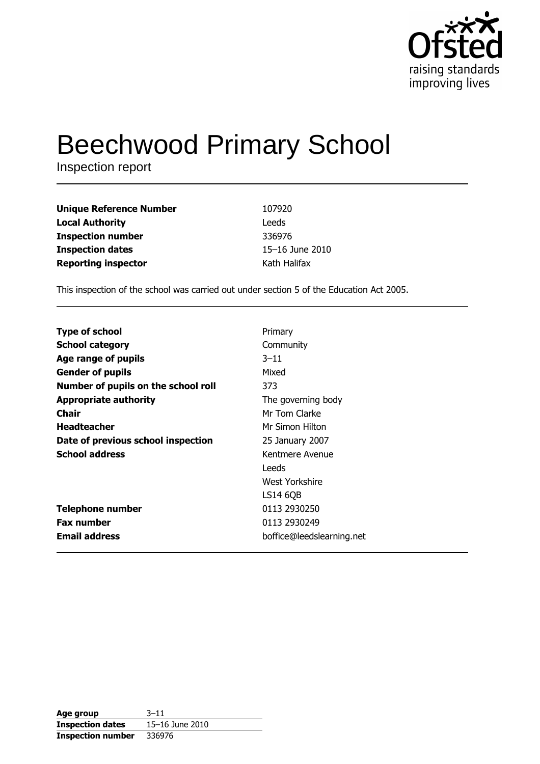# Beechwood Primary School

Inspection report

| | |
|---|---|
| **Unique Reference Number** | 107920 |
| **Local Authority** | Leeds |
| **Inspection number** | 336976 |
| **Inspection dates** | 15–16 June 2010 |
| **Reporting inspector** | Kath Halifax |

This inspection of the school was carried out under section 5 of the Education Act 2005.

| | |
|---|---|
| **Type of school** | Primary |
| **School category** | Community |
| **Age range of pupils** | 3–11 |
| **Gender of pupils** | Mixed |
| **Number of pupils on the school roll** | 373 |
| **Appropriate authority** | The governing body |
| **Chair** | Mr Tom Clarke |
| **Headteacher** | Mr Simon Hilton |
| **Date of previous school inspection** | 25 January 2007 |
| **School address** | Kentmere Avenue<br>Leeds<br>West Yorkshire<br>LS14 6QB |
| **Telephone number** | 0113 2930250 |
| **Fax number** | 0113 2930249 |
| **Email address** | boffice@leedslearning.net |

| | |
|---|---|
| **Age group** | 3–11 |
| **Inspection dates** | 15–16 June 2010 |
| **Inspection number** | 336976 |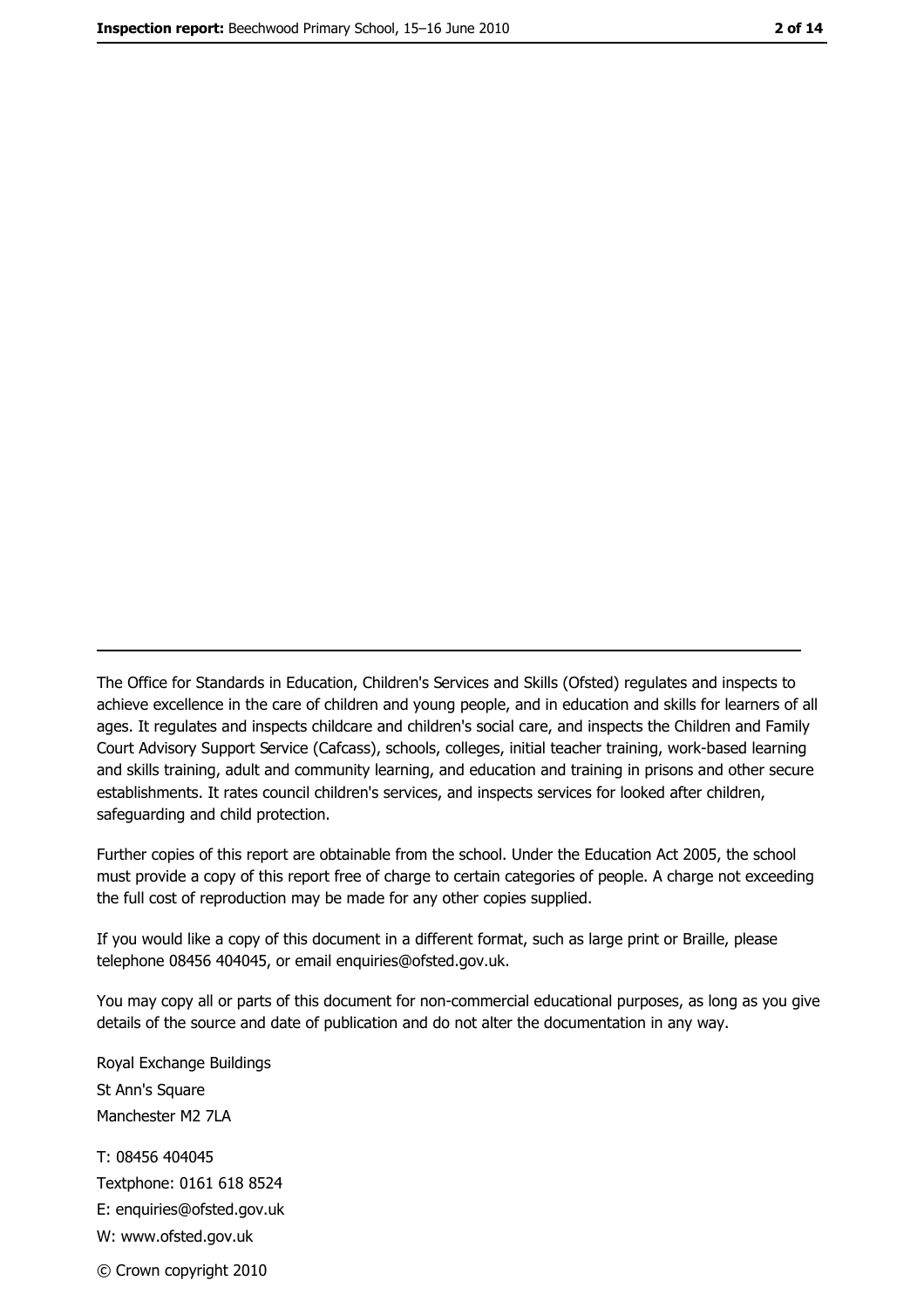The Office for Standards in Education, Children's Services and Skills (Ofsted) regulates and inspects to achieve excellence in the care of children and young people, and in education and skills for learners of all ages. It regulates and inspects childcare and children's social care, and inspects the Children and Family Court Advisory Support Service (Cafcass), schools, colleges, initial teacher training, work-based learning and skills training, adult and community learning, and education and training in prisons and other secure establishments. It rates council children's services, and inspects services for looked after children, safeguarding and child protection.

Further copies of this report are obtainable from the school. Under the Education Act 2005, the school must provide a copy of this report free of charge to certain categories of people. A charge not exceeding the full cost of reproduction may be made for any other copies supplied.

If you would like a copy of this document in a different format, such as large print or Braille, please telephone 08456 404045, or email enquiries@ofsted.gov.uk.

You may copy all or parts of this document for non-commercial educational purposes, as long as you give details of the source and date of publication and do not alter the documentation in any way.

Royal Exchange Buildings
St Ann's Square
Manchester M2 7LA

T: 08456 404045
Textphone: 0161 618 8524
E: enquiries@ofsted.gov.uk
W: www.ofsted.gov.uk

© Crown copyright 2010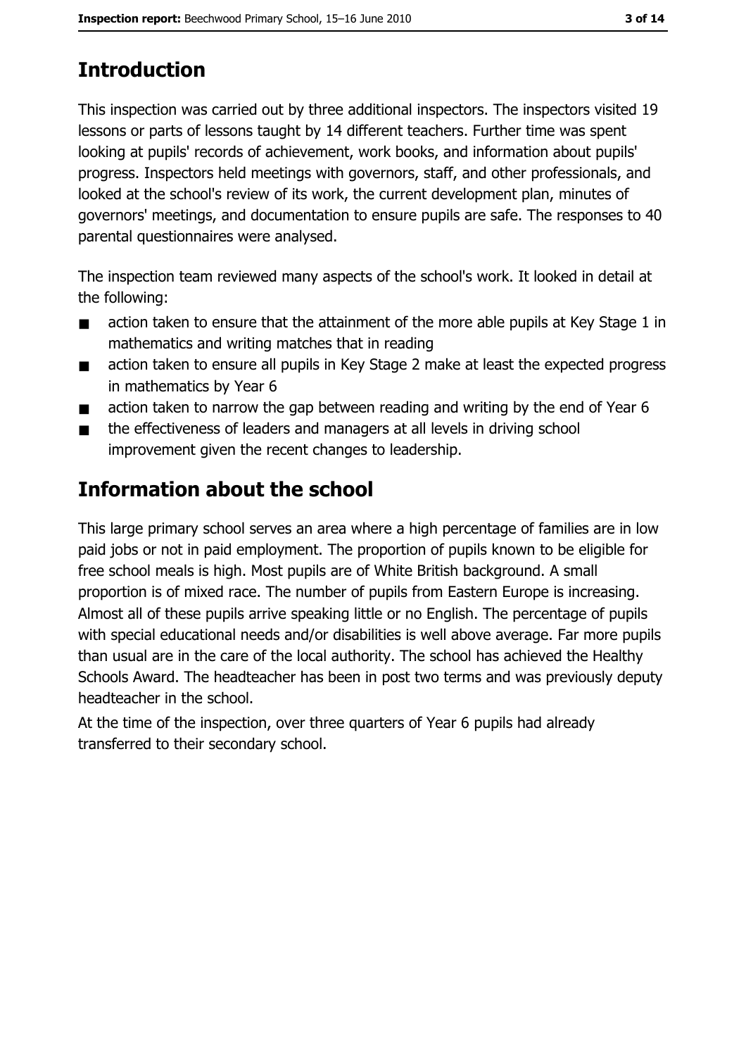## Introduction

This inspection was carried out by three additional inspectors. The inspectors visited 19 lessons or parts of lessons taught by 14 different teachers. Further time was spent looking at pupils' records of achievement, work books, and information about pupils' progress. Inspectors held meetings with governors, staff, and other professionals, and looked at the school's review of its work, the current development plan, minutes of governors' meetings, and documentation to ensure pupils are safe. The responses to 40 parental questionnaires were analysed.

The inspection team reviewed many aspects of the school's work. It looked in detail at the following:

- action taken to ensure that the attainment of the more able pupils at Key Stage 1 in mathematics and writing matches that in reading
- action taken to ensure all pupils in Key Stage 2 make at least the expected progress in mathematics by Year 6
- action taken to narrow the gap between reading and writing by the end of Year 6
- the effectiveness of leaders and managers at all levels in driving school improvement given the recent changes to leadership.

## Information about the school

This large primary school serves an area where a high percentage of families are in low paid jobs or not in paid employment. The proportion of pupils known to be eligible for free school meals is high. Most pupils are of White British background. A small proportion is of mixed race. The number of pupils from Eastern Europe is increasing. Almost all of these pupils arrive speaking little or no English. The percentage of pupils with special educational needs and/or disabilities is well above average. Far more pupils than usual are in the care of the local authority. The school has achieved the Healthy Schools Award. The headteacher has been in post two terms and was previously deputy headteacher in the school.

At the time of the inspection, over three quarters of Year 6 pupils had already transferred to their secondary school.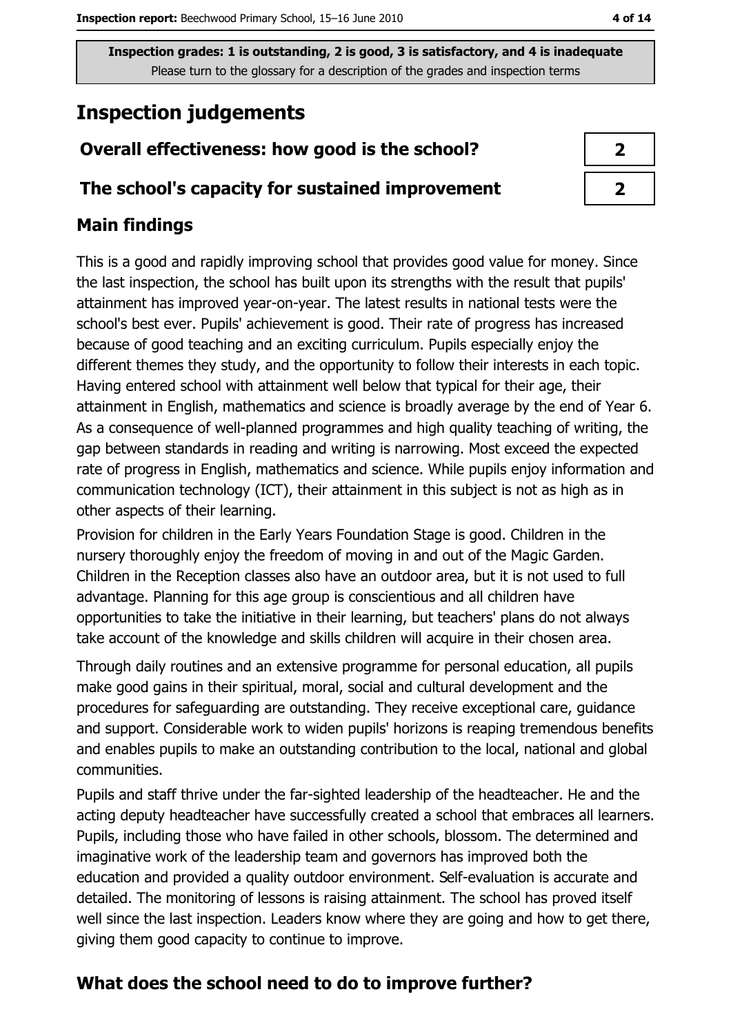Inspection grades: 1 is outstanding, 2 is good, 3 is satisfactory, and 4 is inadequate
Please turn to the glossary for a description of the grades and inspection terms

# Inspection judgements

| | |
|---|---|
| **Overall effectiveness: how good is the school?** | **2** |
| **The school's capacity for sustained improvement** | **2** |

## Main findings

This is a good and rapidly improving school that provides good value for money. Since the last inspection, the school has built upon its strengths with the result that pupils' attainment has improved year-on-year. The latest results in national tests were the school's best ever. Pupils' achievement is good. Their rate of progress has increased because of good teaching and an exciting curriculum. Pupils especially enjoy the different themes they study, and the opportunity to follow their interests in each topic. Having entered school with attainment well below that typical for their age, their attainment in English, mathematics and science is broadly average by the end of Year 6. As a consequence of well-planned programmes and high quality teaching of writing, the gap between standards in reading and writing is narrowing. Most exceed the expected rate of progress in English, mathematics and science. While pupils enjoy information and communication technology (ICT), their attainment in this subject is not as high as in other aspects of their learning.

Provision for children in the Early Years Foundation Stage is good. Children in the nursery thoroughly enjoy the freedom of moving in and out of the Magic Garden. Children in the Reception classes also have an outdoor area, but it is not used to full advantage. Planning for this age group is conscientious and all children have opportunities to take the initiative in their learning, but teachers' plans do not always take account of the knowledge and skills children will acquire in their chosen area.

Through daily routines and an extensive programme for personal education, all pupils make good gains in their spiritual, moral, social and cultural development and the procedures for safeguarding are outstanding. They receive exceptional care, guidance and support. Considerable work to widen pupils' horizons is reaping tremendous benefits and enables pupils to make an outstanding contribution to the local, national and global communities.

Pupils and staff thrive under the far-sighted leadership of the headteacher. He and the acting deputy headteacher have successfully created a school that embraces all learners. Pupils, including those who have failed in other schools, blossom. The determined and imaginative work of the leadership team and governors has improved both the education and provided a quality outdoor environment. Self-evaluation is accurate and detailed. The monitoring of lessons is raising attainment. The school has proved itself well since the last inspection. Leaders know where they are going and how to get there, giving them good capacity to continue to improve.

## What does the school need to do to improve further?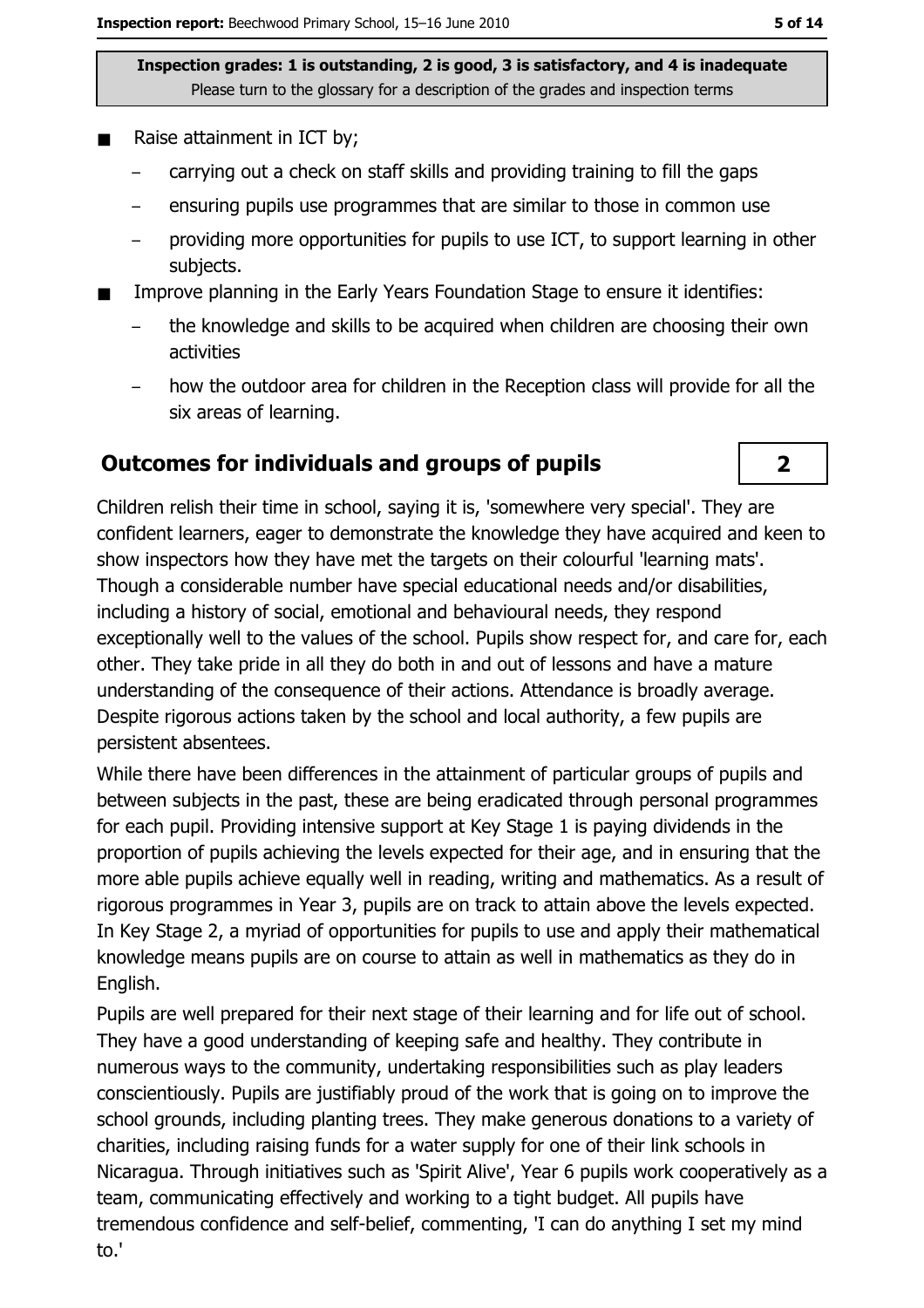**Inspection grades: 1 is outstanding, 2 is good, 3 is satisfactory, and 4 is inadequate**
Please turn to the glossary for a description of the grades and inspection terms

- Raise attainment in ICT by;
  - carrying out a check on staff skills and providing training to fill the gaps
  - ensuring pupils use programmes that are similar to those in common use
  - providing more opportunities for pupils to use ICT, to support learning in other subjects.
- Improve planning in the Early Years Foundation Stage to ensure it identifies:
  - the knowledge and skills to be acquired when children are choosing their own activities
  - how the outdoor area for children in the Reception class will provide for all the six areas of learning.

## Outcomes for individuals and groups of pupils

**2**

Children relish their time in school, saying it is, 'somewhere very special'. They are confident learners, eager to demonstrate the knowledge they have acquired and keen to show inspectors how they have met the targets on their colourful 'learning mats'. Though a considerable number have special educational needs and/or disabilities, including a history of social, emotional and behavioural needs, they respond exceptionally well to the values of the school. Pupils show respect for, and care for, each other. They take pride in all they do both in and out of lessons and have a mature understanding of the consequence of their actions. Attendance is broadly average. Despite rigorous actions taken by the school and local authority, a few pupils are persistent absentees.

While there have been differences in the attainment of particular groups of pupils and between subjects in the past, these are being eradicated through personal programmes for each pupil. Providing intensive support at Key Stage 1 is paying dividends in the proportion of pupils achieving the levels expected for their age, and in ensuring that the more able pupils achieve equally well in reading, writing and mathematics. As a result of rigorous programmes in Year 3, pupils are on track to attain above the levels expected. In Key Stage 2, a myriad of opportunities for pupils to use and apply their mathematical knowledge means pupils are on course to attain as well in mathematics as they do in English.

Pupils are well prepared for their next stage of their learning and for life out of school. They have a good understanding of keeping safe and healthy. They contribute in numerous ways to the community, undertaking responsibilities such as play leaders conscientiously. Pupils are justifiably proud of the work that is going on to improve the school grounds, including planting trees. They make generous donations to a variety of charities, including raising funds for a water supply for one of their link schools in Nicaragua. Through initiatives such as 'Spirit Alive', Year 6 pupils work cooperatively as a team, communicating effectively and working to a tight budget. All pupils have tremendous confidence and self-belief, commenting, 'I can do anything I set my mind to.'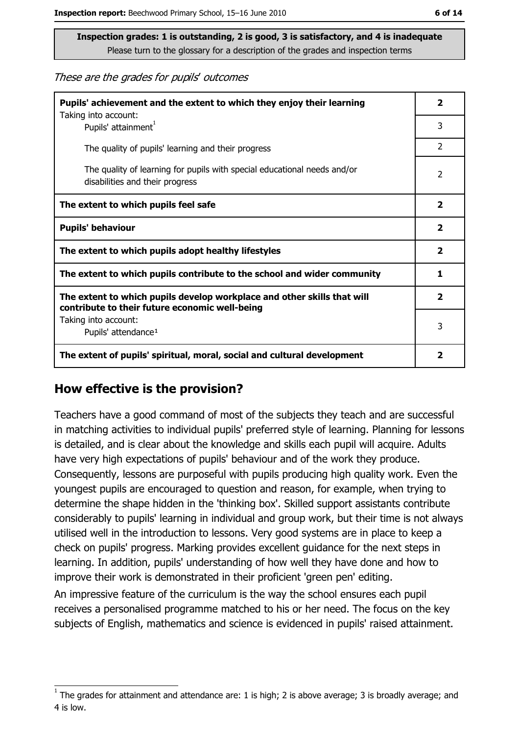**Inspection grades: 1 is outstanding, 2 is good, 3 is satisfactory, and 4 is inadequate**
Please turn to the glossary for a description of the grades and inspection terms

*These are the grades for pupils' outcomes*

| | |
|---|---|
| **Pupils' achievement and the extent to which they enjoy their learning** | **2** |
| Taking into account: Pupils' attainment[1] | 3 |
| The quality of pupils' learning and their progress | 2 |
| The quality of learning for pupils with special educational needs and/or disabilities and their progress | 2 |
| **The extent to which pupils feel safe** | **2** |
| **Pupils' behaviour** | **2** |
| **The extent to which pupils adopt healthy lifestyles** | **2** |
| **The extent to which pupils contribute to the school and wider community** | **1** |
| **The extent to which pupils develop workplace and other skills that will contribute to their future economic well-being** | **2** |
| Taking into account: Pupils' attendance[1] | 3 |
| **The extent of pupils' spiritual, moral, social and cultural development** | **2** |

## How effective is the provision?

Teachers have a good command of most of the subjects they teach and are successful in matching activities to individual pupils' preferred style of learning. Planning for lessons is detailed, and is clear about the knowledge and skills each pupil will acquire. Adults have very high expectations of pupils' behaviour and of the work they produce. Consequently, lessons are purposeful with pupils producing high quality work. Even the youngest pupils are encouraged to question and reason, for example, when trying to determine the shape hidden in the 'thinking box'. Skilled support assistants contribute considerably to pupils' learning in individual and group work, but their time is not always utilised well in the introduction to lessons. Very good systems are in place to keep a check on pupils' progress. Marking provides excellent guidance for the next steps in learning. In addition, pupils' understanding of how well they have done and how to improve their work is demonstrated in their proficient 'green pen' editing.

An impressive feature of the curriculum is the way the school ensures each pupil receives a personalised programme matched to his or her need. The focus on the key subjects of English, mathematics and science is evidenced in pupils' raised attainment.

[1] The grades for attainment and attendance are: 1 is high; 2 is above average; 3 is broadly average; and 4 is low.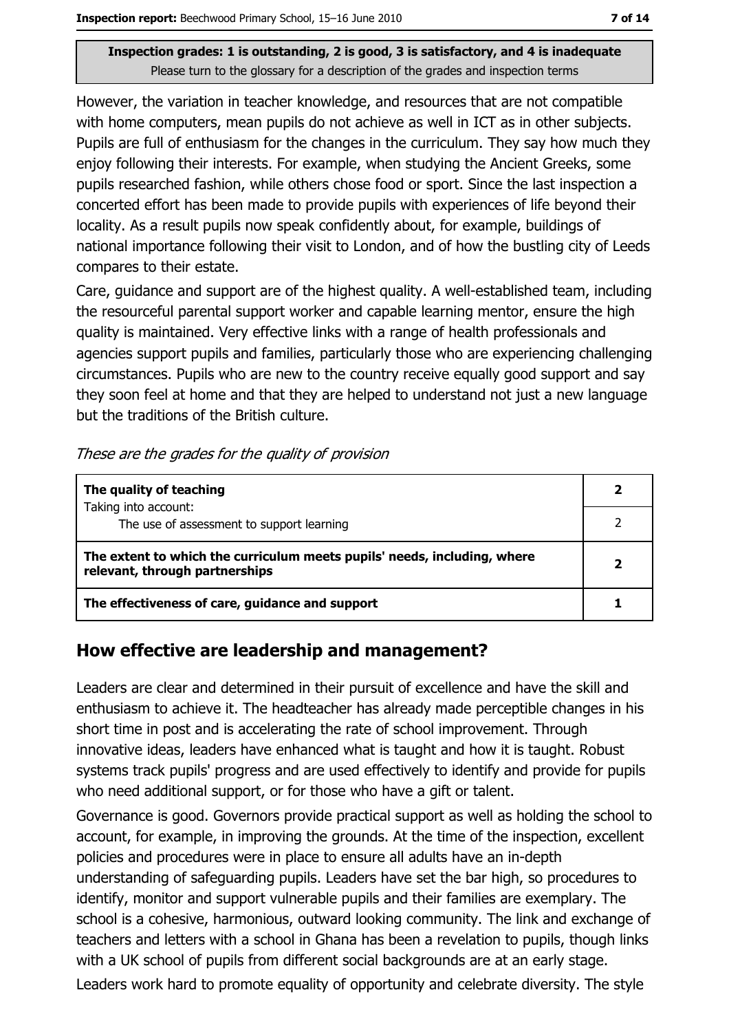**Inspection grades: 1 is outstanding, 2 is good, 3 is satisfactory, and 4 is inadequate**
Please turn to the glossary for a description of the grades and inspection terms

However, the variation in teacher knowledge, and resources that are not compatible with home computers, mean pupils do not achieve as well in ICT as in other subjects. Pupils are full of enthusiasm for the changes in the curriculum. They say how much they enjoy following their interests. For example, when studying the Ancient Greeks, some pupils researched fashion, while others chose food or sport. Since the last inspection a concerted effort has been made to provide pupils with experiences of life beyond their locality. As a result pupils now speak confidently about, for example, buildings of national importance following their visit to London, and of how the bustling city of Leeds compares to their estate.

Care, guidance and support are of the highest quality. A well-established team, including the resourceful parental support worker and capable learning mentor, ensure the high quality is maintained. Very effective links with a range of health professionals and agencies support pupils and families, particularly those who are experiencing challenging circumstances. Pupils who are new to the country receive equally good support and say they soon feel at home and that they are helped to understand not just a new language but the traditions of the British culture.

*These are the grades for the quality of provision*

| | |
|---|---|
| **The quality of teaching**<br>Taking into account: | **2** |
| The use of assessment to support learning | 2 |
| **The extent to which the curriculum meets pupils' needs, including, where relevant, through partnerships** | **2** |
| **The effectiveness of care, guidance and support** | **1** |

## How effective are leadership and management?

Leaders are clear and determined in their pursuit of excellence and have the skill and enthusiasm to achieve it. The headteacher has already made perceptible changes in his short time in post and is accelerating the rate of school improvement. Through innovative ideas, leaders have enhanced what is taught and how it is taught. Robust systems track pupils' progress and are used effectively to identify and provide for pupils who need additional support, or for those who have a gift or talent.

Governance is good. Governors provide practical support as well as holding the school to account, for example, in improving the grounds. At the time of the inspection, excellent policies and procedures were in place to ensure all adults have an in-depth understanding of safeguarding pupils. Leaders have set the bar high, so procedures to identify, monitor and support vulnerable pupils and their families are exemplary. The school is a cohesive, harmonious, outward looking community. The link and exchange of teachers and letters with a school in Ghana has been a revelation to pupils, though links with a UK school of pupils from different social backgrounds are at an early stage.

Leaders work hard to promote equality of opportunity and celebrate diversity. The style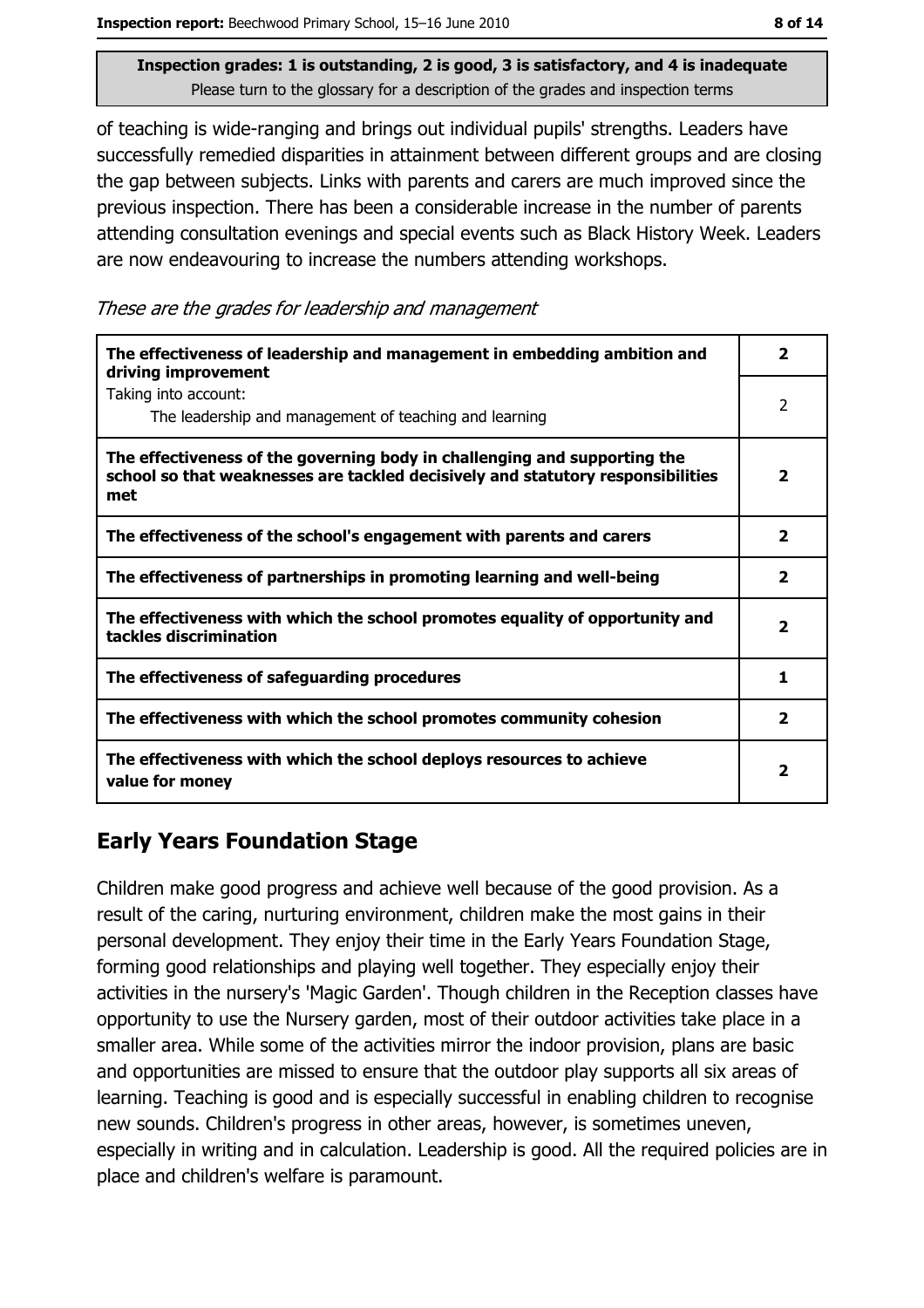of teaching is wide-ranging and brings out individual pupils' strengths. Leaders have successfully remedied disparities in attainment between different groups and are closing the gap between subjects. Links with parents and carers are much improved since the previous inspection. There has been a considerable increase in the number of parents attending consultation evenings and special events such as Black History Week. Leaders are now endeavouring to increase the numbers attending workshops.

*These are the grades for leadership and management*

| | |
|---|---|
| **The effectiveness of leadership and management in embedding ambition and driving improvement** | **2** |
| Taking into account: The leadership and management of teaching and learning | 2 |
| **The effectiveness of the governing body in challenging and supporting the school so that weaknesses are tackled decisively and statutory responsibilities met** | **2** |
| **The effectiveness of the school's engagement with parents and carers** | **2** |
| **The effectiveness of partnerships in promoting learning and well-being** | **2** |
| **The effectiveness with which the school promotes equality of opportunity and tackles discrimination** | **2** |
| **The effectiveness of safeguarding procedures** | **1** |
| **The effectiveness with which the school promotes community cohesion** | **2** |
| **The effectiveness with which the school deploys resources to achieve value for money** | **2** |

## Early Years Foundation Stage

Children make good progress and achieve well because of the good provision. As a result of the caring, nurturing environment, children make the most gains in their personal development. They enjoy their time in the Early Years Foundation Stage, forming good relationships and playing well together. They especially enjoy their activities in the nursery's 'Magic Garden'. Though children in the Reception classes have opportunity to use the Nursery garden, most of their outdoor activities take place in a smaller area. While some of the activities mirror the indoor provision, plans are basic and opportunities are missed to ensure that the outdoor play supports all six areas of learning. Teaching is good and is especially successful in enabling children to recognise new sounds. Children's progress in other areas, however, is sometimes uneven, especially in writing and in calculation. Leadership is good. All the required policies are in place and children's welfare is paramount.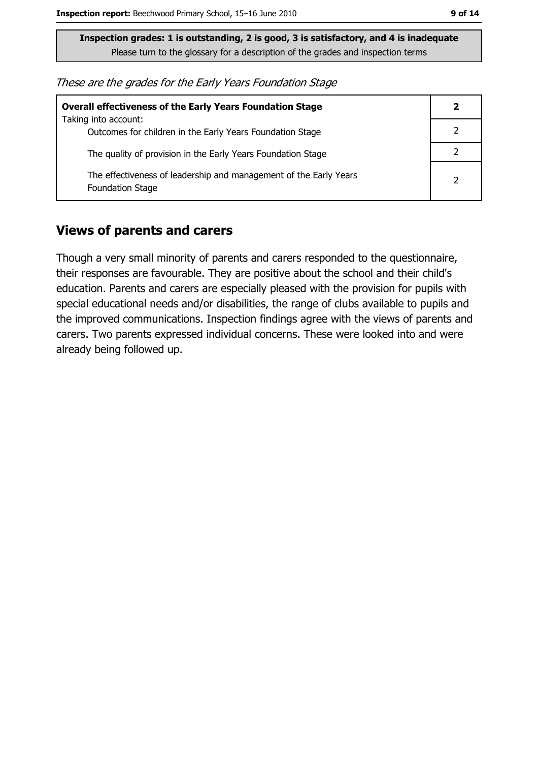**Inspection grades: 1 is outstanding, 2 is good, 3 is satisfactory, and 4 is inadequate**
Please turn to the glossary for a description of the grades and inspection terms

*These are the grades for the Early Years Foundation Stage*

| **Overall effectiveness of the Early Years Foundation Stage** Taking into account: | **2** |
|---|---|
| Outcomes for children in the Early Years Foundation Stage | 2 |
| The quality of provision in the Early Years Foundation Stage | 2 |
| The effectiveness of leadership and management of the Early Years Foundation Stage | 2 |

## Views of parents and carers

Though a very small minority of parents and carers responded to the questionnaire, their responses are favourable. They are positive about the school and their child's education. Parents and carers are especially pleased with the provision for pupils with special educational needs and/or disabilities, the range of clubs available to pupils and the improved communications. Inspection findings agree with the views of parents and carers. Two parents expressed individual concerns. These were looked into and were already being followed up.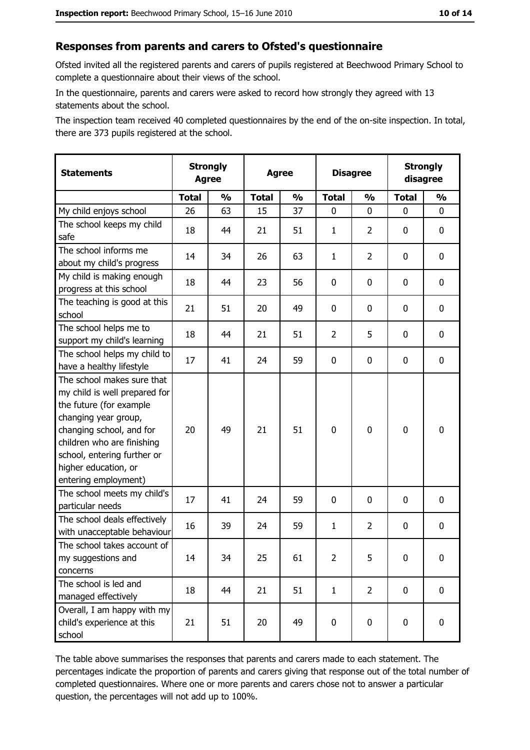## Responses from parents and carers to Ofsted's questionnaire

Ofsted invited all the registered parents and carers of pupils registered at Beechwood Primary School to complete a questionnaire about their views of the school.

In the questionnaire, parents and carers were asked to record how strongly they agreed with 13 statements about the school.

The inspection team received 40 completed questionnaires by the end of the on-site inspection. In total, there are 373 pupils registered at the school.

| Statements | Strongly Agree | | Agree | | Disagree | | Strongly disagree | |
|---|---|---|---|---|---|---|---|---|
| | Total | % | Total | % | Total | % | Total | % |
| My child enjoys school | 26 | 63 | 15 | 37 | 0 | 0 | 0 | 0 |
| The school keeps my child safe | 18 | 44 | 21 | 51 | 1 | 2 | 0 | 0 |
| The school informs me about my child's progress | 14 | 34 | 26 | 63 | 1 | 2 | 0 | 0 |
| My child is making enough progress at this school | 18 | 44 | 23 | 56 | 0 | 0 | 0 | 0 |
| The teaching is good at this school | 21 | 51 | 20 | 49 | 0 | 0 | 0 | 0 |
| The school helps me to support my child's learning | 18 | 44 | 21 | 51 | 2 | 5 | 0 | 0 |
| The school helps my child to have a healthy lifestyle | 17 | 41 | 24 | 59 | 0 | 0 | 0 | 0 |
| The school makes sure that my child is well prepared for the future (for example changing year group, changing school, and for children who are finishing school, entering further or higher education, or entering employment) | 20 | 49 | 21 | 51 | 0 | 0 | 0 | 0 |
| The school meets my child's particular needs | 17 | 41 | 24 | 59 | 0 | 0 | 0 | 0 |
| The school deals effectively with unacceptable behaviour | 16 | 39 | 24 | 59 | 1 | 2 | 0 | 0 |
| The school takes account of my suggestions and concerns | 14 | 34 | 25 | 61 | 2 | 5 | 0 | 0 |
| The school is led and managed effectively | 18 | 44 | 21 | 51 | 1 | 2 | 0 | 0 |
| Overall, I am happy with my child's experience at this school | 21 | 51 | 20 | 49 | 0 | 0 | 0 | 0 |

The table above summarises the responses that parents and carers made to each statement. The percentages indicate the proportion of parents and carers giving that response out of the total number of completed questionnaires. Where one or more parents and carers chose not to answer a particular question, the percentages will not add up to 100%.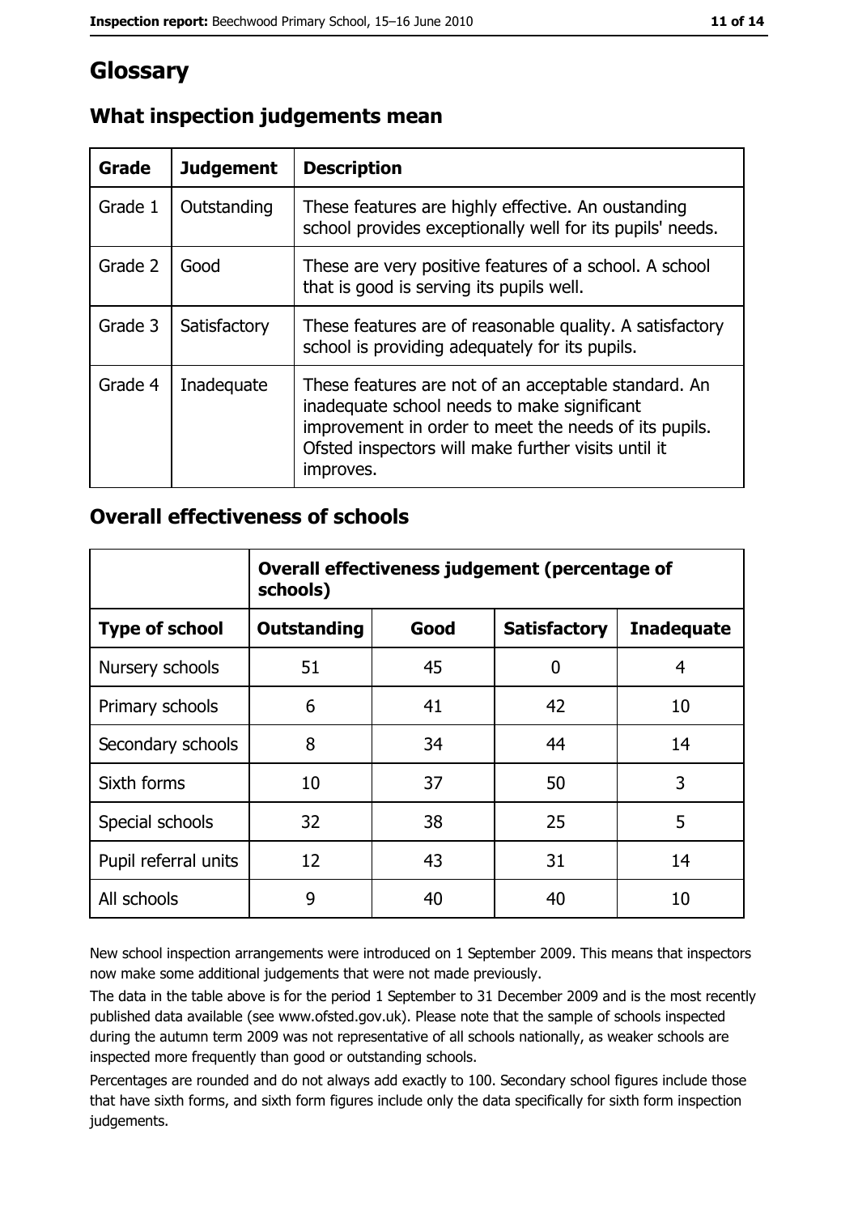# Glossary

## What inspection judgements mean

| Grade | Judgement | Description |
|---|---|---|
| Grade 1 | Outstanding | These features are highly effective. An oustanding school provides exceptionally well for its pupils' needs. |
| Grade 2 | Good | These are very positive features of a school. A school that is good is serving its pupils well. |
| Grade 3 | Satisfactory | These features are of reasonable quality. A satisfactory school is providing adequately for its pupils. |
| Grade 4 | Inadequate | These features are not of an acceptable standard. An inadequate school needs to make significant improvement in order to meet the needs of its pupils. Ofsted inspectors will make further visits until it improves. |

## Overall effectiveness of schools

| | Overall effectiveness judgement (percentage of schools) | | | |
|---|---|---|---|---|
| **Type of school** | **Outstanding** | **Good** | **Satisfactory** | **Inadequate** |
| Nursery schools | 51 | 45 | 0 | 4 |
| Primary schools | 6 | 41 | 42 | 10 |
| Secondary schools | 8 | 34 | 44 | 14 |
| Sixth forms | 10 | 37 | 50 | 3 |
| Special schools | 32 | 38 | 25 | 5 |
| Pupil referral units | 12 | 43 | 31 | 14 |
| All schools | 9 | 40 | 40 | 10 |

New school inspection arrangements were introduced on 1 September 2009. This means that inspectors now make some additional judgements that were not made previously.

The data in the table above is for the period 1 September to 31 December 2009 and is the most recently published data available (see www.ofsted.gov.uk). Please note that the sample of schools inspected during the autumn term 2009 was not representative of all schools nationally, as weaker schools are inspected more frequently than good or outstanding schools.

Percentages are rounded and do not always add exactly to 100. Secondary school figures include those that have sixth forms, and sixth form figures include only the data specifically for sixth form inspection judgements.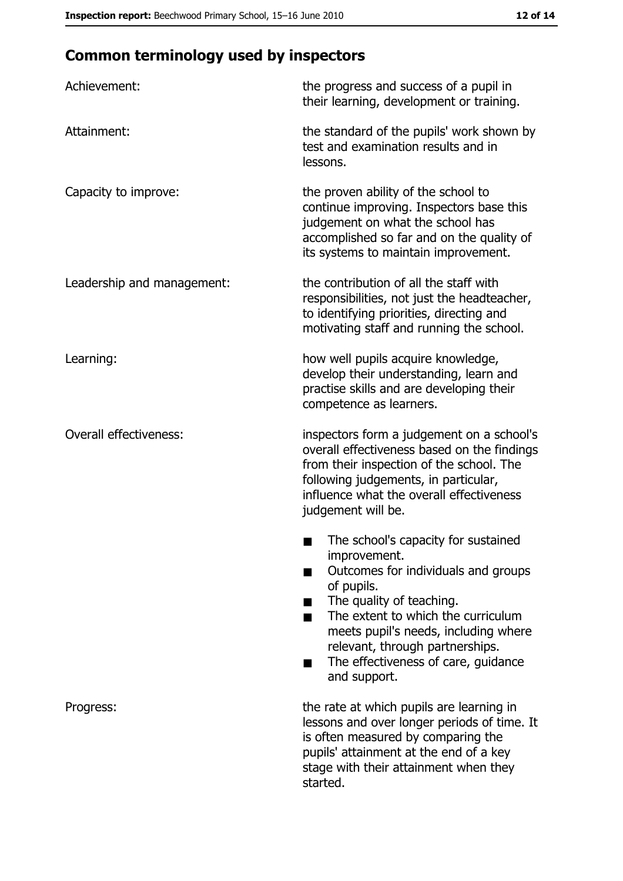## Common terminology used by inspectors

| | |
|---|---|
| Achievement: | the progress and success of a pupil in their learning, development or training. |
| Attainment: | the standard of the pupils' work shown by test and examination results and in lessons. |
| Capacity to improve: | the proven ability of the school to continue improving. Inspectors base this judgement on what the school has accomplished so far and on the quality of its systems to maintain improvement. |
| Leadership and management: | the contribution of all the staff with responsibilities, not just the headteacher, to identifying priorities, directing and motivating staff and running the school. |
| Learning: | how well pupils acquire knowledge, develop their understanding, learn and practise skills and are developing their competence as learners. |
| Overall effectiveness: | inspectors form a judgement on a school's overall effectiveness based on the findings from their inspection of the school. The following judgements, in particular, influence what the overall effectiveness judgement will be. <br>■ The school's capacity for sustained improvement. <br>■ Outcomes for individuals and groups of pupils. <br>■ The quality of teaching. <br>■ The extent to which the curriculum meets pupil's needs, including where relevant, through partnerships. <br>■ The effectiveness of care, guidance and support. |
| Progress: | the rate at which pupils are learning in lessons and over longer periods of time. It is often measured by comparing the pupils' attainment at the end of a key stage with their attainment when they started. |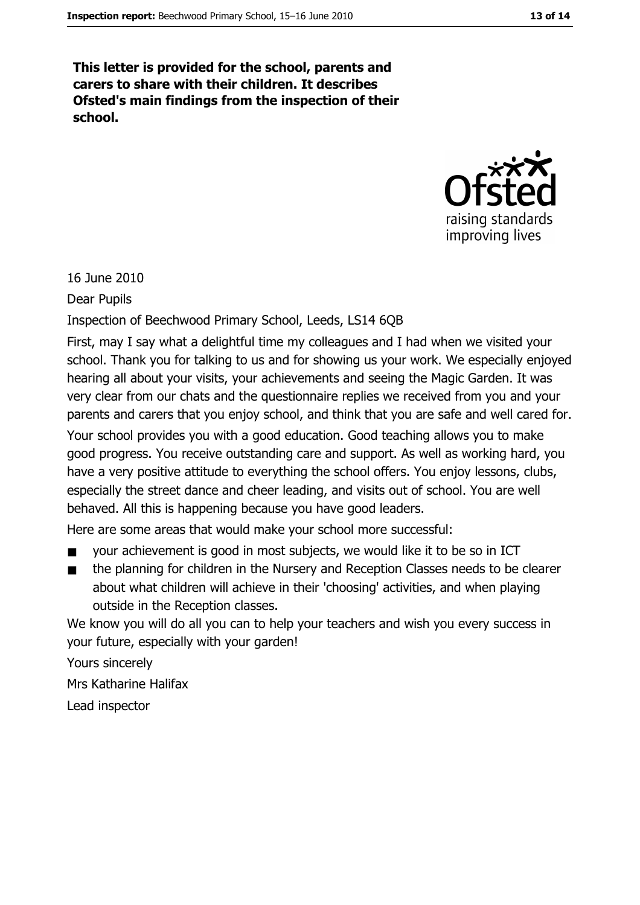**This letter is provided for the school, parents and carers to share with their children. It describes Ofsted's main findings from the inspection of their school.**

16 June 2010

Dear Pupils

Inspection of Beechwood Primary School, Leeds, LS14 6QB

First, may I say what a delightful time my colleagues and I had when we visited your school. Thank you for talking to us and for showing us your work. We especially enjoyed hearing all about your visits, your achievements and seeing the Magic Garden. It was very clear from our chats and the questionnaire replies we received from you and your parents and carers that you enjoy school, and think that you are safe and well cared for.

Your school provides you with a good education. Good teaching allows you to make good progress. You receive outstanding care and support. As well as working hard, you have a very positive attitude to everything the school offers. You enjoy lessons, clubs, especially the street dance and cheer leading, and visits out of school. You are well behaved. All this is happening because you have good leaders.

Here are some areas that would make your school more successful:

- your achievement is good in most subjects, we would like it to be so in ICT
- the planning for children in the Nursery and Reception Classes needs to be clearer about what children will achieve in their 'choosing' activities, and when playing outside in the Reception classes.

We know you will do all you can to help your teachers and wish you every success in your future, especially with your garden!

Yours sincerely

Mrs Katharine Halifax

Lead inspector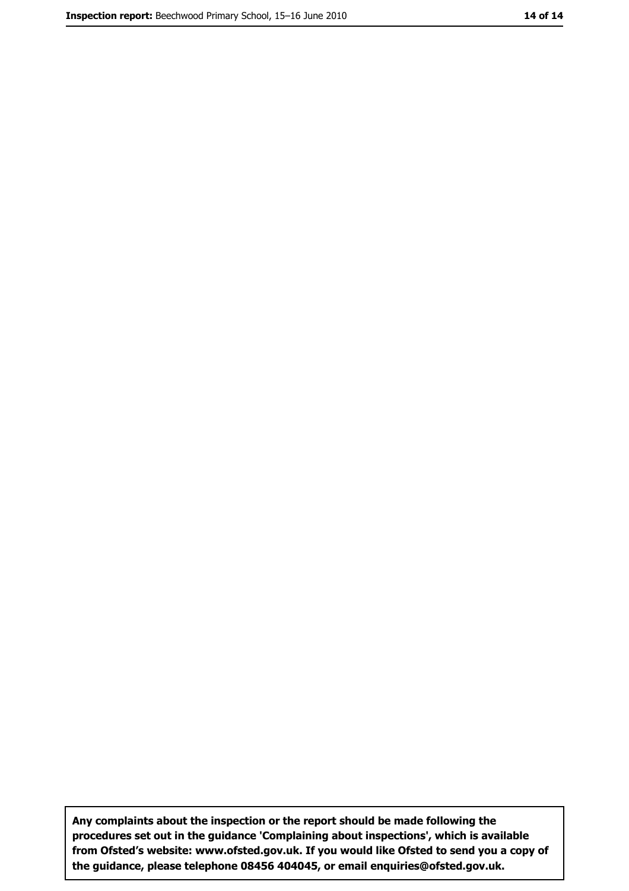**Any complaints about the inspection or the report should be made following the procedures set out in the guidance 'Complaining about inspections', which is available from Ofsted's website: www.ofsted.gov.uk. If you would like Ofsted to send you a copy of the guidance, please telephone 08456 404045, or email enquiries@ofsted.gov.uk.**